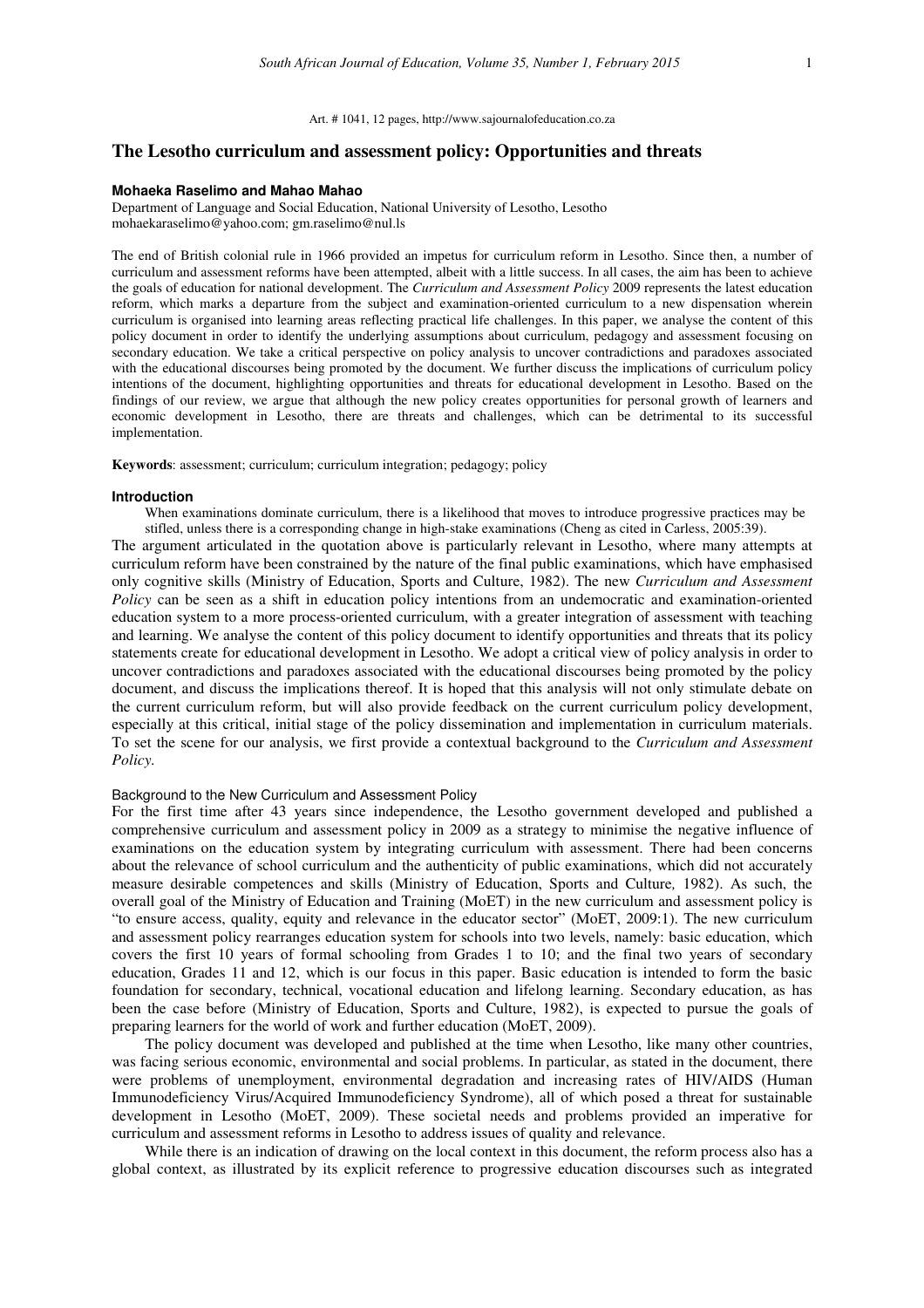Art. # 1041, 12 pages, http://www.sajournalofeducation.co.za

# The Lesotho curriculum and assessment policy: Opportunities and threats

**Mohaeka Raselimo and Mahao Mahao**

Department of Language and Social Education, National University of Lesotho, Lesotho
mohaekaraselimo@yahoo.com; gm.raselimo@nul.ls

The end of British colonial rule in 1966 provided an impetus for curriculum reform in Lesotho. Since then, a number of curriculum and assessment reforms have been attempted, albeit with a little success. In all cases, the aim has been to achieve the goals of education for national development. The *Curriculum and Assessment Policy* 2009 represents the latest education reform, which marks a departure from the subject and examination-oriented curriculum to a new dispensation wherein curriculum is organised into learning areas reflecting practical life challenges. In this paper, we analyse the content of this policy document in order to identify the underlying assumptions about curriculum, pedagogy and assessment focusing on secondary education. We take a critical perspective on policy analysis to uncover contradictions and paradoxes associated with the educational discourses being promoted by the document. We further discuss the implications of curriculum policy intentions of the document, highlighting opportunities and threats for educational development in Lesotho. Based on the findings of our review, we argue that although the new policy creates opportunities for personal growth of learners and economic development in Lesotho, there are threats and challenges, which can be detrimental to its successful implementation.

**Keywords**: assessment; curriculum; curriculum integration; pedagogy; policy

## Introduction

> When examinations dominate curriculum, there is a likelihood that moves to introduce progressive practices may be stifled, unless there is a corresponding change in high-stake examinations (Cheng as cited in Carless, 2005:39).

The argument articulated in the quotation above is particularly relevant in Lesotho, where many attempts at curriculum reform have been constrained by the nature of the final public examinations, which have emphasised only cognitive skills (Ministry of Education, Sports and Culture, 1982). The new *Curriculum and Assessment Policy* can be seen as a shift in education policy intentions from an undemocratic and examination-oriented education system to a more process-oriented curriculum, with a greater integration of assessment with teaching and learning. We analyse the content of this policy document to identify opportunities and threats that its policy statements create for educational development in Lesotho. We adopt a critical view of policy analysis in order to uncover contradictions and paradoxes associated with the educational discourses being promoted by the policy document, and discuss the implications thereof. It is hoped that this analysis will not only stimulate debate on the current curriculum reform, but will also provide feedback on the current curriculum policy development, especially at this critical, initial stage of the policy dissemination and implementation in curriculum materials. To set the scene for our analysis, we first provide a contextual background to the *Curriculum and Assessment Policy.*

### Background to the New Curriculum and Assessment Policy

For the first time after 43 years since independence, the Lesotho government developed and published a comprehensive curriculum and assessment policy in 2009 as a strategy to minimise the negative influence of examinations on the education system by integrating curriculum with assessment. There had been concerns about the relevance of school curriculum and the authenticity of public examinations, which did not accurately measure desirable competences and skills (Ministry of Education, Sports and Culture*,* 1982). As such, the overall goal of the Ministry of Education and Training (MoET) in the new curriculum and assessment policy is "to ensure access, quality, equity and relevance in the educator sector" (MoET, 2009:1). The new curriculum and assessment policy rearranges education system for schools into two levels, namely: basic education, which covers the first 10 years of formal schooling from Grades 1 to 10; and the final two years of secondary education, Grades 11 and 12, which is our focus in this paper. Basic education is intended to form the basic foundation for secondary, technical, vocational education and lifelong learning. Secondary education, as has been the case before (Ministry of Education, Sports and Culture, 1982), is expected to pursue the goals of preparing learners for the world of work and further education (MoET, 2009).

The policy document was developed and published at the time when Lesotho, like many other countries, was facing serious economic, environmental and social problems. In particular, as stated in the document, there were problems of unemployment, environmental degradation and increasing rates of HIV/AIDS (Human Immunodeficiency Virus/Acquired Immunodeficiency Syndrome), all of which posed a threat for sustainable development in Lesotho (MoET, 2009). These societal needs and problems provided an imperative for curriculum and assessment reforms in Lesotho to address issues of quality and relevance.

While there is an indication of drawing on the local context in this document, the reform process also has a global context, as illustrated by its explicit reference to progressive education discourses such as integrated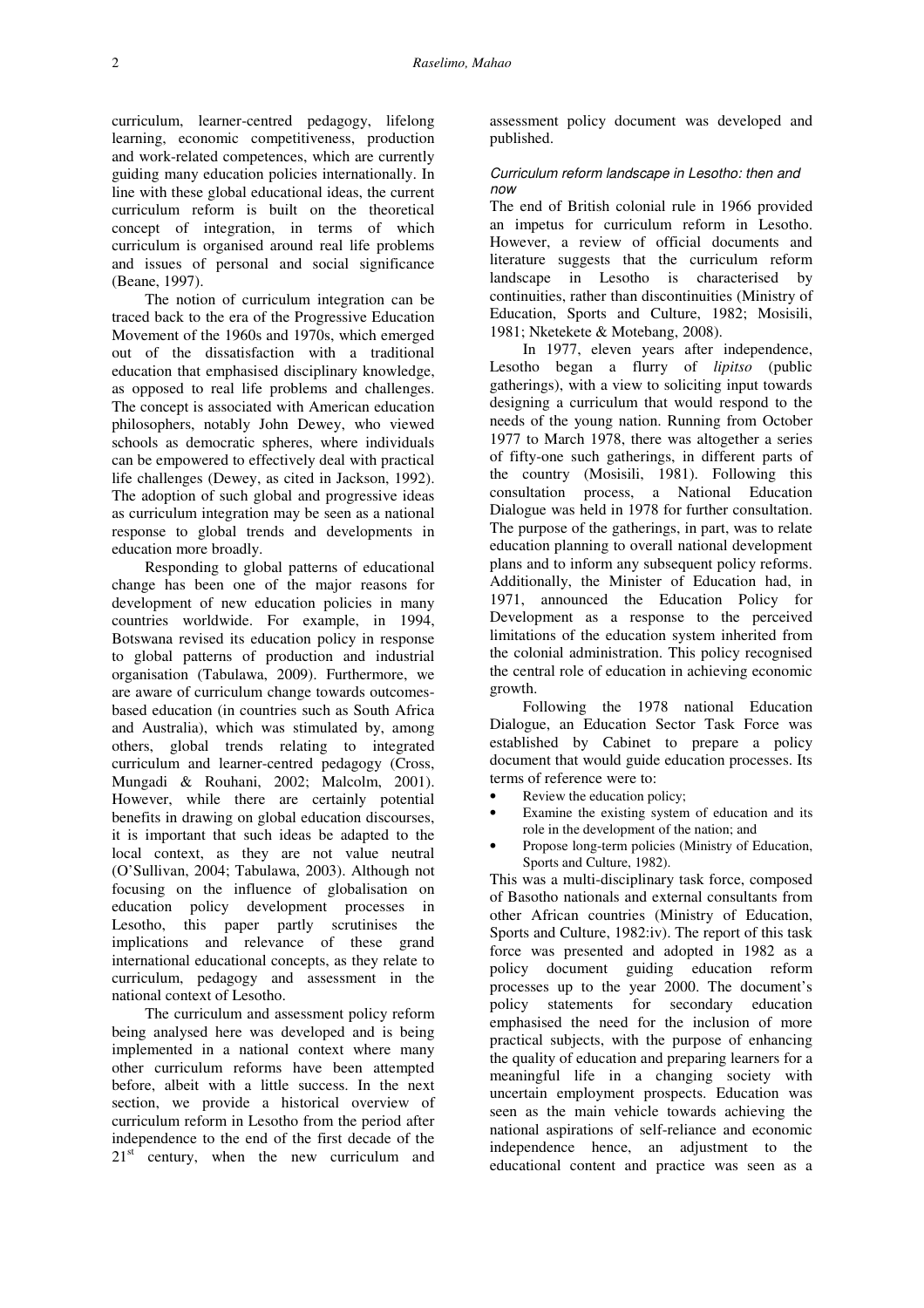curriculum, learner-centred pedagogy, lifelong learning, economic competitiveness, production and work-related competences, which are currently guiding many education policies internationally. In line with these global educational ideas, the current curriculum reform is built on the theoretical concept of integration, in terms of which curriculum is organised around real life problems and issues of personal and social significance (Beane, 1997).

The notion of curriculum integration can be traced back to the era of the Progressive Education Movement of the 1960s and 1970s, which emerged out of the dissatisfaction with a traditional education that emphasised disciplinary knowledge, as opposed to real life problems and challenges. The concept is associated with American education philosophers, notably John Dewey, who viewed schools as democratic spheres, where individuals can be empowered to effectively deal with practical life challenges (Dewey, as cited in Jackson, 1992). The adoption of such global and progressive ideas as curriculum integration may be seen as a national response to global trends and developments in education more broadly.

Responding to global patterns of educational change has been one of the major reasons for development of new education policies in many countries worldwide. For example, in 1994, Botswana revised its education policy in response to global patterns of production and industrial organisation (Tabulawa, 2009). Furthermore, we are aware of curriculum change towards outcomes-based education (in countries such as South Africa and Australia), which was stimulated by, among others, global trends relating to integrated curriculum and learner-centred pedagogy (Cross, Mungadi & Rouhani, 2002; Malcolm, 2001). However, while there are certainly potential benefits in drawing on global education discourses, it is important that such ideas be adapted to the local context, as they are not value neutral (O'Sullivan, 2004; Tabulawa, 2003). Although not focusing on the influence of globalisation on education policy development processes in Lesotho, this paper partly scrutinises the implications and relevance of these grand international educational concepts, as they relate to curriculum, pedagogy and assessment in the national context of Lesotho.

The curriculum and assessment policy reform being analysed here was developed and is being implemented in a national context where many other curriculum reforms have been attempted before, albeit with a little success. In the next section, we provide a historical overview of curriculum reform in Lesotho from the period after independence to the end of the first decade of the 21st century, when the new curriculum and assessment policy document was developed and published.

### *Curriculum reform landscape in Lesotho: then and now*

The end of British colonial rule in 1966 provided an impetus for curriculum reform in Lesotho. However, a review of official documents and literature suggests that the curriculum reform landscape in Lesotho is characterised by continuities, rather than discontinuities (Ministry of Education, Sports and Culture, 1982; Mosisili, 1981; Nketekete & Motebang, 2008).

In 1977, eleven years after independence, Lesotho began a flurry of *lipitso* (public gatherings), with a view to soliciting input towards designing a curriculum that would respond to the needs of the young nation. Running from October 1977 to March 1978, there was altogether a series of fifty-one such gatherings, in different parts of the country (Mosisili, 1981). Following this consultation process, a National Education Dialogue was held in 1978 for further consultation. The purpose of the gatherings, in part, was to relate education planning to overall national development plans and to inform any subsequent policy reforms. Additionally, the Minister of Education had, in 1971, announced the Education Policy for Development as a response to the perceived limitations of the education system inherited from the colonial administration. This policy recognised the central role of education in achieving economic growth.

Following the 1978 national Education Dialogue, an Education Sector Task Force was established by Cabinet to prepare a policy document that would guide education processes. Its terms of reference were to:

- Review the education policy;
- Examine the existing system of education and its role in the development of the nation; and
- Propose long-term policies (Ministry of Education, Sports and Culture, 1982).

This was a multi-disciplinary task force, composed of Basotho nationals and external consultants from other African countries (Ministry of Education, Sports and Culture, 1982:iv). The report of this task force was presented and adopted in 1982 as a policy document guiding education reform processes up to the year 2000. The document's policy statements for secondary education emphasised the need for the inclusion of more practical subjects, with the purpose of enhancing the quality of education and preparing learners for a meaningful life in a changing society with uncertain employment prospects. Education was seen as the main vehicle towards achieving the national aspirations of self-reliance and economic independence hence, an adjustment to the educational content and practice was seen as a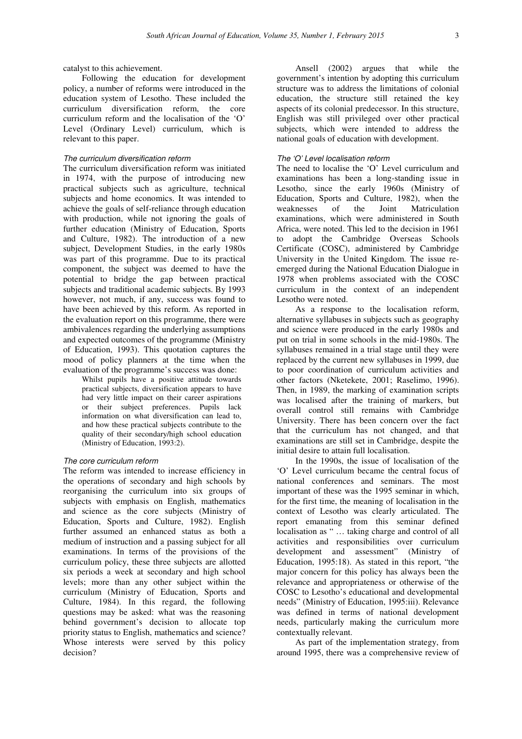catalyst to this achievement.

Following the education for development policy, a number of reforms were introduced in the education system of Lesotho. These included the curriculum diversification reform, the core curriculum reform and the localisation of the 'O' Level (Ordinary Level) curriculum, which is relevant to this paper.

*The curriculum diversification reform*

The curriculum diversification reform was initiated in 1974, with the purpose of introducing new practical subjects such as agriculture, technical subjects and home economics. It was intended to achieve the goals of self-reliance through education with production, while not ignoring the goals of further education (Ministry of Education, Sports and Culture, 1982). The introduction of a new subject, Development Studies, in the early 1980s was part of this programme. Due to its practical component, the subject was deemed to have the potential to bridge the gap between practical subjects and traditional academic subjects. By 1993 however, not much, if any, success was found to have been achieved by this reform. As reported in the evaluation report on this programme, there were ambivalences regarding the underlying assumptions and expected outcomes of the programme (Ministry of Education, 1993). This quotation captures the mood of policy planners at the time when the evaluation of the programme's success was done:

> Whilst pupils have a positive attitude towards practical subjects, diversification appears to have had very little impact on their career aspirations or their subject preferences. Pupils lack information on what diversification can lead to, and how these practical subjects contribute to the quality of their secondary/high school education (Ministry of Education, 1993:2).

*The core curriculum reform*

The reform was intended to increase efficiency in the operations of secondary and high schools by reorganising the curriculum into six groups of subjects with emphasis on English, mathematics and science as the core subjects (Ministry of Education, Sports and Culture, 1982). English further assumed an enhanced status as both a medium of instruction and a passing subject for all examinations. In terms of the provisions of the curriculum policy, these three subjects are allotted six periods a week at secondary and high school levels; more than any other subject within the curriculum (Ministry of Education, Sports and Culture, 1984). In this regard, the following questions may be asked: what was the reasoning behind government's decision to allocate top priority status to English, mathematics and science? Whose interests were served by this policy decision?

Ansell (2002) argues that while the government's intention by adopting this curriculum structure was to address the limitations of colonial education, the structure still retained the key aspects of its colonial predecessor. In this structure, English was still privileged over other practical subjects, which were intended to address the national goals of education with development.

*The 'O' Level localisation reform*

The need to localise the 'O' Level curriculum and examinations has been a long-standing issue in Lesotho, since the early 1960s (Ministry of Education, Sports and Culture, 1982), when the weaknesses of the Joint Matriculation examinations, which were administered in South Africa, were noted. This led to the decision in 1961 to adopt the Cambridge Overseas Schools Certificate (COSC), administered by Cambridge University in the United Kingdom. The issue re-emerged during the National Education Dialogue in 1978 when problems associated with the COSC curriculum in the context of an independent Lesotho were noted.

As a response to the localisation reform, alternative syllabuses in subjects such as geography and science were produced in the early 1980s and put on trial in some schools in the mid-1980s. The syllabuses remained in a trial stage until they were replaced by the current new syllabuses in 1999, due to poor coordination of curriculum activities and other factors (Nketekete, 2001; Raselimo, 1996). Then, in 1989, the marking of examination scripts was localised after the training of markers, but overall control still remains with Cambridge University. There has been concern over the fact that the curriculum has not changed, and that examinations are still set in Cambridge, despite the initial desire to attain full localisation.

In the 1990s, the issue of localisation of the 'O' Level curriculum became the central focus of national conferences and seminars. The most important of these was the 1995 seminar in which, for the first time, the meaning of localisation in the context of Lesotho was clearly articulated. The report emanating from this seminar defined localisation as " … taking charge and control of all activities and responsibilities over curriculum development and assessment" (Ministry of Education, 1995:18). As stated in this report, "the major concern for this policy has always been the relevance and appropriateness or otherwise of the COSC to Lesotho's educational and developmental needs" (Ministry of Education, 1995:iii). Relevance was defined in terms of national development needs, particularly making the curriculum more contextually relevant.

As part of the implementation strategy, from around 1995, there was a comprehensive review of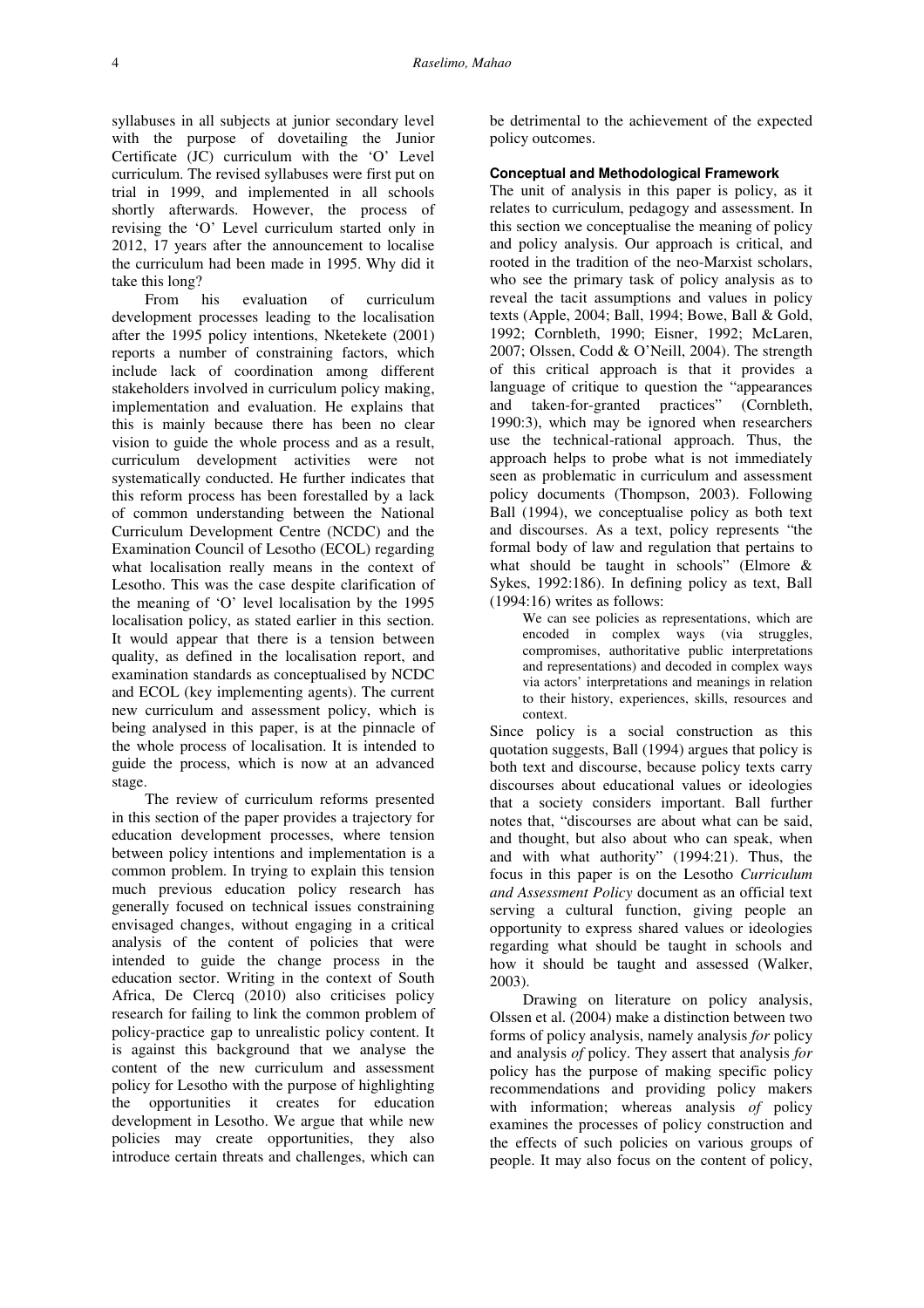syllabuses in all subjects at junior secondary level with the purpose of dovetailing the Junior Certificate (JC) curriculum with the 'O' Level curriculum. The revised syllabuses were first put on trial in 1999, and implemented in all schools shortly afterwards. However, the process of revising the 'O' Level curriculum started only in 2012, 17 years after the announcement to localise the curriculum had been made in 1995. Why did it take this long?

From his evaluation of curriculum development processes leading to the localisation after the 1995 policy intentions, Nketekete (2001) reports a number of constraining factors, which include lack of coordination among different stakeholders involved in curriculum policy making, implementation and evaluation. He explains that this is mainly because there has been no clear vision to guide the whole process and as a result, curriculum development activities were not systematically conducted. He further indicates that this reform process has been forestalled by a lack of common understanding between the National Curriculum Development Centre (NCDC) and the Examination Council of Lesotho (ECOL) regarding what localisation really means in the context of Lesotho. This was the case despite clarification of the meaning of 'O' level localisation by the 1995 localisation policy, as stated earlier in this section. It would appear that there is a tension between quality, as defined in the localisation report, and examination standards as conceptualised by NCDC and ECOL (key implementing agents). The current new curriculum and assessment policy, which is being analysed in this paper, is at the pinnacle of the whole process of localisation. It is intended to guide the process, which is now at an advanced stage.

The review of curriculum reforms presented in this section of the paper provides a trajectory for education development processes, where tension between policy intentions and implementation is a common problem. In trying to explain this tension much previous education policy research has generally focused on technical issues constraining envisaged changes, without engaging in a critical analysis of the content of policies that were intended to guide the change process in the education sector. Writing in the context of South Africa, De Clercq (2010) also criticises policy research for failing to link the common problem of policy-practice gap to unrealistic policy content. It is against this background that we analyse the content of the new curriculum and assessment policy for Lesotho with the purpose of highlighting the opportunities it creates for education development in Lesotho. We argue that while new policies may create opportunities, they also introduce certain threats and challenges, which can be detrimental to the achievement of the expected policy outcomes.

### Conceptual and Methodological Framework

The unit of analysis in this paper is policy, as it relates to curriculum, pedagogy and assessment. In this section we conceptualise the meaning of policy and policy analysis. Our approach is critical, and rooted in the tradition of the neo-Marxist scholars, who see the primary task of policy analysis as to reveal the tacit assumptions and values in policy texts (Apple, 2004; Ball, 1994; Bowe, Ball & Gold, 1992; Cornbleth, 1990; Eisner, 1992; McLaren, 2007; Olssen, Codd & O'Neill, 2004). The strength of this critical approach is that it provides a language of critique to question the "appearances and taken-for-granted practices" (Cornbleth, 1990:3), which may be ignored when researchers use the technical-rational approach. Thus, the approach helps to probe what is not immediately seen as problematic in curriculum and assessment policy documents (Thompson, 2003). Following Ball (1994), we conceptualise policy as both text and discourses. As a text, policy represents "the formal body of law and regulation that pertains to what should be taught in schools" (Elmore & Sykes, 1992:186). In defining policy as text, Ball (1994:16) writes as follows:

> We can see policies as representations, which are encoded in complex ways (via struggles, compromises, authoritative public interpretations and representations) and decoded in complex ways via actors' interpretations and meanings in relation to their history, experiences, skills, resources and context.

Since policy is a social construction as this quotation suggests, Ball (1994) argues that policy is both text and discourse, because policy texts carry discourses about educational values or ideologies that a society considers important. Ball further notes that, "discourses are about what can be said, and thought, but also about who can speak, when and with what authority" (1994:21). Thus, the focus in this paper is on the Lesotho *Curriculum and Assessment Policy* document as an official text serving a cultural function, giving people an opportunity to express shared values or ideologies regarding what should be taught in schools and how it should be taught and assessed (Walker, 2003).

Drawing on literature on policy analysis, Olssen et al. (2004) make a distinction between two forms of policy analysis, namely analysis *for* policy and analysis *of* policy. They assert that analysis *for* policy has the purpose of making specific policy recommendations and providing policy makers with information; whereas analysis *of* policy examines the processes of policy construction and the effects of such policies on various groups of people. It may also focus on the content of policy,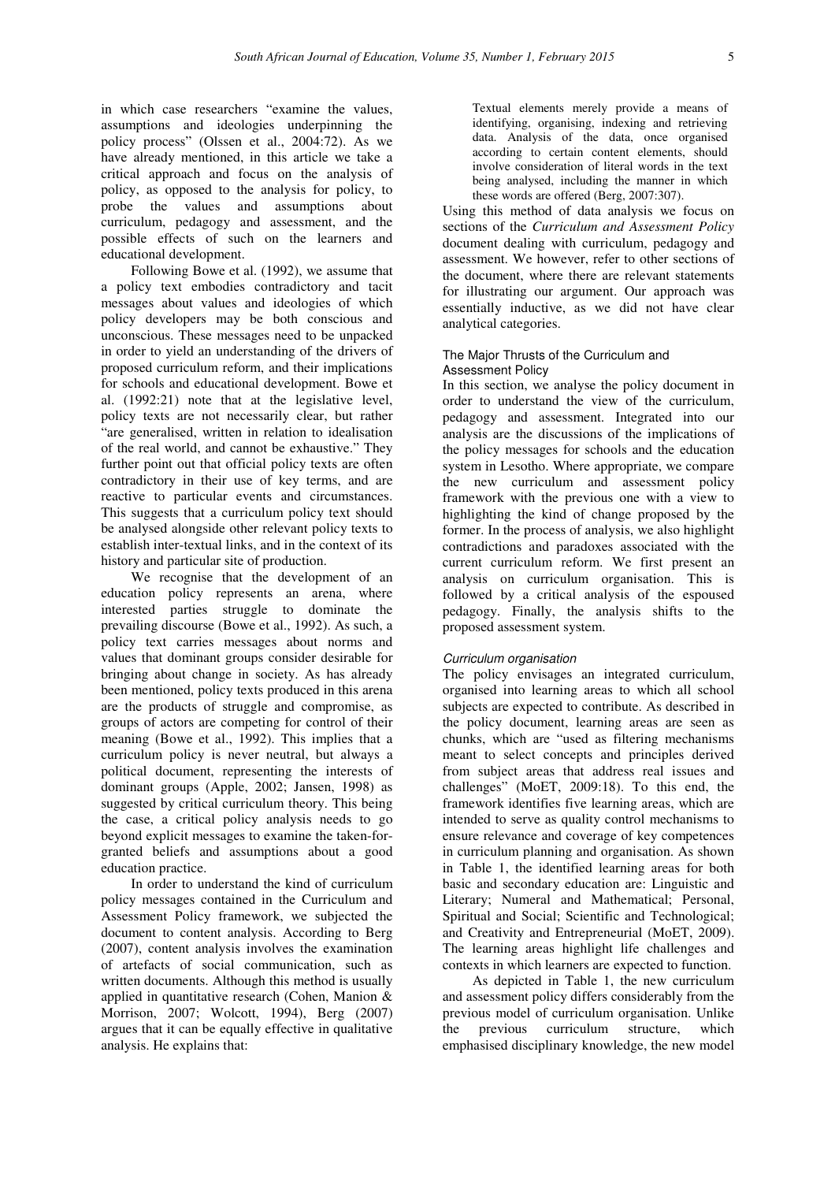in which case researchers "examine the values, assumptions and ideologies underpinning the policy process" (Olssen et al., 2004:72). As we have already mentioned, in this article we take a critical approach and focus on the analysis of policy, as opposed to the analysis for policy, to probe the values and assumptions about curriculum, pedagogy and assessment, and the possible effects of such on the learners and educational development.

Following Bowe et al. (1992), we assume that a policy text embodies contradictory and tacit messages about values and ideologies of which policy developers may be both conscious and unconscious. These messages need to be unpacked in order to yield an understanding of the drivers of proposed curriculum reform, and their implications for schools and educational development. Bowe et al. (1992:21) note that at the legislative level, policy texts are not necessarily clear, but rather "are generalised, written in relation to idealisation of the real world, and cannot be exhaustive." They further point out that official policy texts are often contradictory in their use of key terms, and are reactive to particular events and circumstances. This suggests that a curriculum policy text should be analysed alongside other relevant policy texts to establish inter-textual links, and in the context of its history and particular site of production.

We recognise that the development of an education policy represents an arena, where interested parties struggle to dominate the prevailing discourse (Bowe et al., 1992). As such, a policy text carries messages about norms and values that dominant groups consider desirable for bringing about change in society. As has already been mentioned, policy texts produced in this arena are the products of struggle and compromise, as groups of actors are competing for control of their meaning (Bowe et al., 1992). This implies that a curriculum policy is never neutral, but always a political document, representing the interests of dominant groups (Apple, 2002; Jansen, 1998) as suggested by critical curriculum theory. This being the case, a critical policy analysis needs to go beyond explicit messages to examine the taken-for-granted beliefs and assumptions about a good education practice.

In order to understand the kind of curriculum policy messages contained in the Curriculum and Assessment Policy framework, we subjected the document to content analysis. According to Berg (2007), content analysis involves the examination of artefacts of social communication, such as written documents. Although this method is usually applied in quantitative research (Cohen, Manion & Morrison, 2007; Wolcott, 1994), Berg (2007) argues that it can be equally effective in qualitative analysis. He explains that:

> Textual elements merely provide a means of identifying, organising, indexing and retrieving data. Analysis of the data, once organised according to certain content elements, should involve consideration of literal words in the text being analysed, including the manner in which these words are offered (Berg, 2007:307).

Using this method of data analysis we focus on sections of the *Curriculum and Assessment Policy* document dealing with curriculum, pedagogy and assessment. We however, refer to other sections of the document, where there are relevant statements for illustrating our argument. Our approach was essentially inductive, as we did not have clear analytical categories.

## The Major Thrusts of the Curriculum and Assessment Policy

In this section, we analyse the policy document in order to understand the view of the curriculum, pedagogy and assessment. Integrated into our analysis are the discussions of the implications of the policy messages for schools and the education system in Lesotho. Where appropriate, we compare the new curriculum and assessment policy framework with the previous one with a view to highlighting the kind of change proposed by the former. In the process of analysis, we also highlight contradictions and paradoxes associated with the current curriculum reform. We first present an analysis on curriculum organisation. This is followed by a critical analysis of the espoused pedagogy. Finally, the analysis shifts to the proposed assessment system.

### *Curriculum organisation*

The policy envisages an integrated curriculum, organised into learning areas to which all school subjects are expected to contribute. As described in the policy document, learning areas are seen as chunks, which are "used as filtering mechanisms meant to select concepts and principles derived from subject areas that address real issues and challenges" (MoET, 2009:18). To this end, the framework identifies five learning areas, which are intended to serve as quality control mechanisms to ensure relevance and coverage of key competences in curriculum planning and organisation. As shown in Table 1, the identified learning areas for both basic and secondary education are: Linguistic and Literary; Numeral and Mathematical; Personal, Spiritual and Social; Scientific and Technological; and Creativity and Entrepreneurial (MoET, 2009). The learning areas highlight life challenges and contexts in which learners are expected to function.

As depicted in Table 1, the new curriculum and assessment policy differs considerably from the previous model of curriculum organisation. Unlike the previous curriculum structure, which emphasised disciplinary knowledge, the new model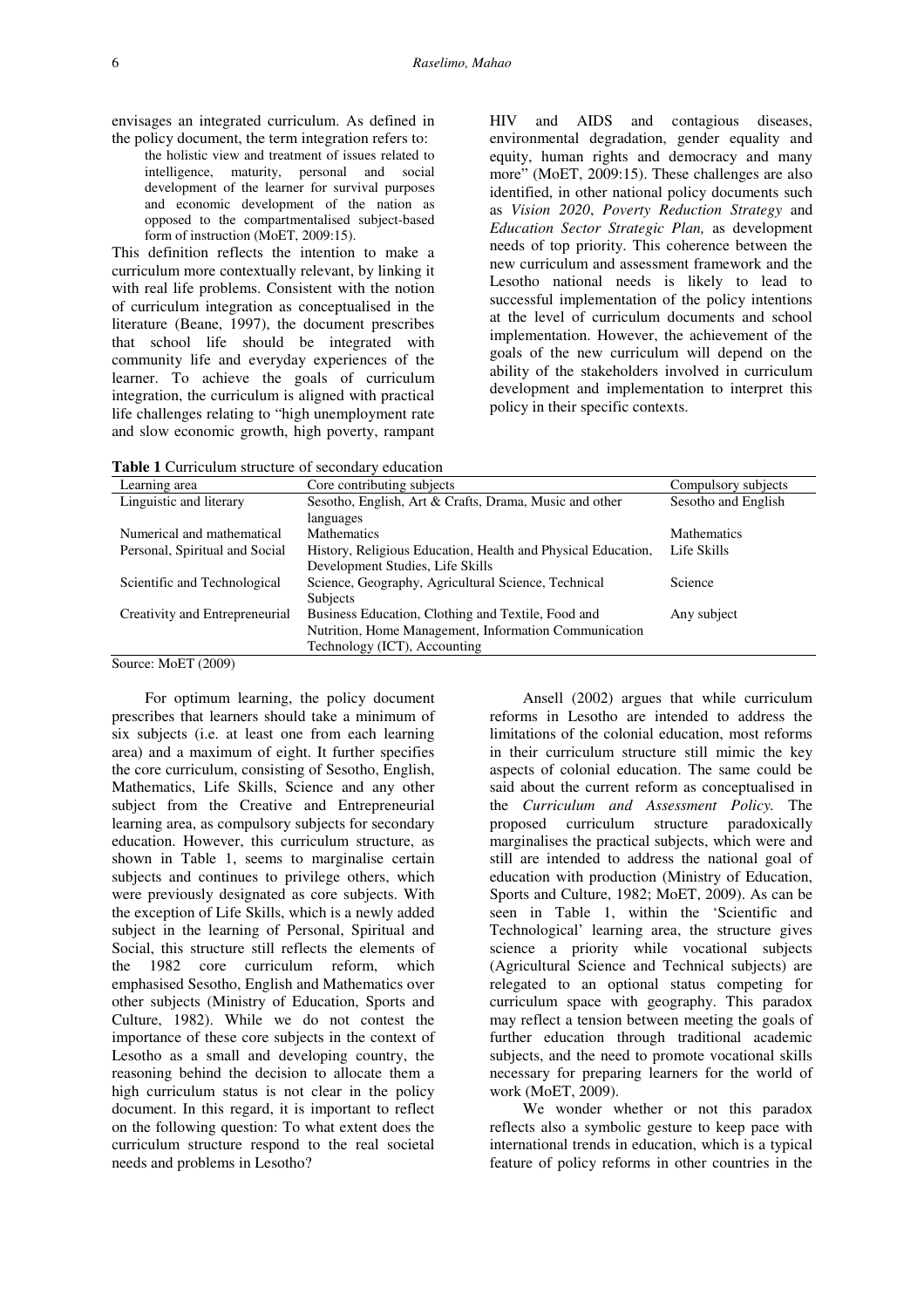envisages an integrated curriculum. As defined in the policy document, the term integration refers to:

> the holistic view and treatment of issues related to intelligence, maturity, personal and social development of the learner for survival purposes and economic development of the nation as opposed to the compartmentalised subject-based form of instruction (MoET, 2009:15).

This definition reflects the intention to make a curriculum more contextually relevant, by linking it with real life problems. Consistent with the notion of curriculum integration as conceptualised in the literature (Beane, 1997), the document prescribes that school life should be integrated with community life and everyday experiences of the learner. To achieve the goals of curriculum integration, the curriculum is aligned with practical life challenges relating to "high unemployment rate and slow economic growth, high poverty, rampant HIV and AIDS and contagious diseases, environmental degradation, gender equality and equity, human rights and democracy and many more" (MoET, 2009:15). These challenges are also identified, in other national policy documents such as *Vision 2020*, *Poverty Reduction Strategy* and *Education Sector Strategic Plan,* as development needs of top priority. This coherence between the new curriculum and assessment framework and the Lesotho national needs is likely to lead to successful implementation of the policy intentions at the level of curriculum documents and school implementation. However, the achievement of the goals of the new curriculum will depend on the ability of the stakeholders involved in curriculum development and implementation to interpret this policy in their specific contexts.

**Table 1** Curriculum structure of secondary education

| Learning area | Core contributing subjects | Compulsory subjects |
| --- | --- | --- |
| Linguistic and literary | Sesotho, English, Art & Crafts, Drama, Music and other languages | Sesotho and English |
| Numerical and mathematical | Mathematics | Mathematics |
| Personal, Spiritual and Social | History, Religious Education, Health and Physical Education, Development Studies, Life Skills | Life Skills |
| Scientific and Technological | Science, Geography, Agricultural Science, Technical Subjects | Science |
| Creativity and Entrepreneurial | Business Education, Clothing and Textile, Food and Nutrition, Home Management, Information Communication Technology (ICT), Accounting | Any subject |

Source: MoET (2009)

For optimum learning, the policy document prescribes that learners should take a minimum of six subjects (i.e. at least one from each learning area) and a maximum of eight. It further specifies the core curriculum, consisting of Sesotho, English, Mathematics, Life Skills, Science and any other subject from the Creative and Entrepreneurial learning area, as compulsory subjects for secondary education. However, this curriculum structure, as shown in Table 1, seems to marginalise certain subjects and continues to privilege others, which were previously designated as core subjects. With the exception of Life Skills, which is a newly added subject in the learning of Personal, Spiritual and Social, this structure still reflects the elements of the 1982 core curriculum reform, which emphasised Sesotho, English and Mathematics over other subjects (Ministry of Education, Sports and Culture, 1982). While we do not contest the importance of these core subjects in the context of Lesotho as a small and developing country, the reasoning behind the decision to allocate them a high curriculum status is not clear in the policy document. In this regard, it is important to reflect on the following question: To what extent does the curriculum structure respond to the real societal needs and problems in Lesotho?

Ansell (2002) argues that while curriculum reforms in Lesotho are intended to address the limitations of the colonial education, most reforms in their curriculum structure still mimic the key aspects of colonial education. The same could be said about the current reform as conceptualised in the *Curriculum and Assessment Policy.* The proposed curriculum structure paradoxically marginalises the practical subjects, which were and still are intended to address the national goal of education with production (Ministry of Education, Sports and Culture, 1982; MoET, 2009). As can be seen in Table 1, within the 'Scientific and Technological' learning area, the structure gives science a priority while vocational subjects (Agricultural Science and Technical subjects) are relegated to an optional status competing for curriculum space with geography. This paradox may reflect a tension between meeting the goals of further education through traditional academic subjects, and the need to promote vocational skills necessary for preparing learners for the world of work (MoET, 2009).

We wonder whether or not this paradox reflects also a symbolic gesture to keep pace with international trends in education, which is a typical feature of policy reforms in other countries in the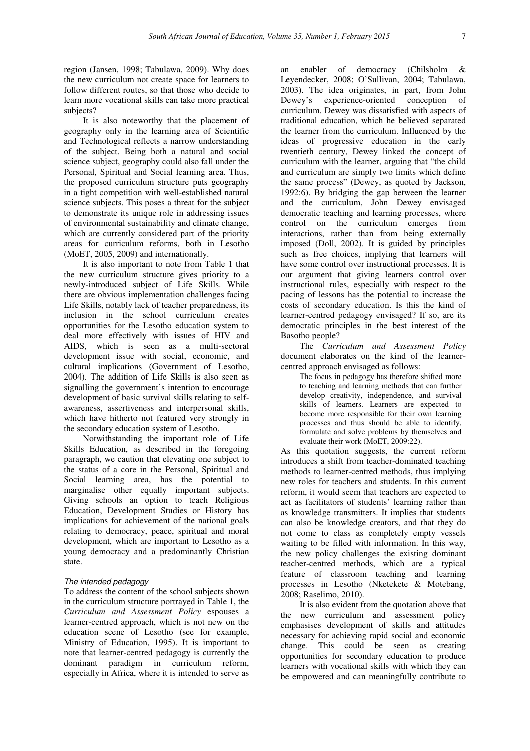region (Jansen, 1998; Tabulawa, 2009). Why does the new curriculum not create space for learners to follow different routes, so that those who decide to learn more vocational skills can take more practical subjects?

It is also noteworthy that the placement of geography only in the learning area of Scientific and Technological reflects a narrow understanding of the subject. Being both a natural and social science subject, geography could also fall under the Personal, Spiritual and Social learning area. Thus, the proposed curriculum structure puts geography in a tight competition with well-established natural science subjects. This poses a threat for the subject to demonstrate its unique role in addressing issues of environmental sustainability and climate change, which are currently considered part of the priority areas for curriculum reforms, both in Lesotho (MoET, 2005, 2009) and internationally.

It is also important to note from Table 1 that the new curriculum structure gives priority to a newly-introduced subject of Life Skills. While there are obvious implementation challenges facing Life Skills, notably lack of teacher preparedness, its inclusion in the school curriculum creates opportunities for the Lesotho education system to deal more effectively with issues of HIV and AIDS, which is seen as a multi-sectoral development issue with social, economic, and cultural implications (Government of Lesotho, 2004). The addition of Life Skills is also seen as signalling the government's intention to encourage development of basic survival skills relating to self-awareness, assertiveness and interpersonal skills, which have hitherto not featured very strongly in the secondary education system of Lesotho.

Notwithstanding the important role of Life Skills Education, as described in the foregoing paragraph, we caution that elevating one subject to the status of a core in the Personal, Spiritual and Social learning area, has the potential to marginalise other equally important subjects. Giving schools an option to teach Religious Education, Development Studies or History has implications for achievement of the national goals relating to democracy, peace, spiritual and moral development, which are important to Lesotho as a young democracy and a predominantly Christian state.

### *The intended pedagogy*

To address the content of the school subjects shown in the curriculum structure portrayed in Table 1, the *Curriculum and Assessment Policy* espouses a learner-centred approach, which is not new on the education scene of Lesotho (see for example, Ministry of Education, 1995). It is important to note that learner-centred pedagogy is currently the dominant paradigm in curriculum reform, especially in Africa, where it is intended to serve as an enabler of democracy (Chilsholm & Leyendecker, 2008; O'Sullivan, 2004; Tabulawa, 2003). The idea originates, in part, from John Dewey's experience-oriented conception of curriculum. Dewey was dissatisfied with aspects of traditional education, which he believed separated the learner from the curriculum. Influenced by the ideas of progressive education in the early twentieth century, Dewey linked the concept of curriculum with the learner, arguing that "the child and curriculum are simply two limits which define the same process" (Dewey, as quoted by Jackson, 1992:6). By bridging the gap between the learner and the curriculum, John Dewey envisaged democratic teaching and learning processes, where control on the curriculum emerges from interactions, rather than from being externally imposed (Doll, 2002). It is guided by principles such as free choices, implying that learners will have some control over instructional processes. It is our argument that giving learners control over instructional rules, especially with respect to the pacing of lessons has the potential to increase the costs of secondary education. Is this the kind of learner-centred pedagogy envisaged? If so, are its democratic principles in the best interest of the Basotho people?

The *Curriculum and Assessment Policy* document elaborates on the kind of the learner-centred approach envisaged as follows:

> The focus in pedagogy has therefore shifted more to teaching and learning methods that can further develop creativity, independence, and survival skills of learners. Learners are expected to become more responsible for their own learning processes and thus should be able to identify, formulate and solve problems by themselves and evaluate their work (MoET, 2009:22).

As this quotation suggests, the current reform introduces a shift from teacher-dominated teaching methods to learner-centred methods, thus implying new roles for teachers and students. In this current reform, it would seem that teachers are expected to act as facilitators of students' learning rather than as knowledge transmitters. It implies that students can also be knowledge creators, and that they do not come to class as completely empty vessels waiting to be filled with information. In this way, the new policy challenges the existing dominant teacher-centred methods, which are a typical feature of classroom teaching and learning processes in Lesotho (Nketekete & Motebang, 2008; Raselimo, 2010).

It is also evident from the quotation above that the new curriculum and assessment policy emphasises development of skills and attitudes necessary for achieving rapid social and economic change. This could be seen as creating opportunities for secondary education to produce learners with vocational skills with which they can be empowered and can meaningfully contribute to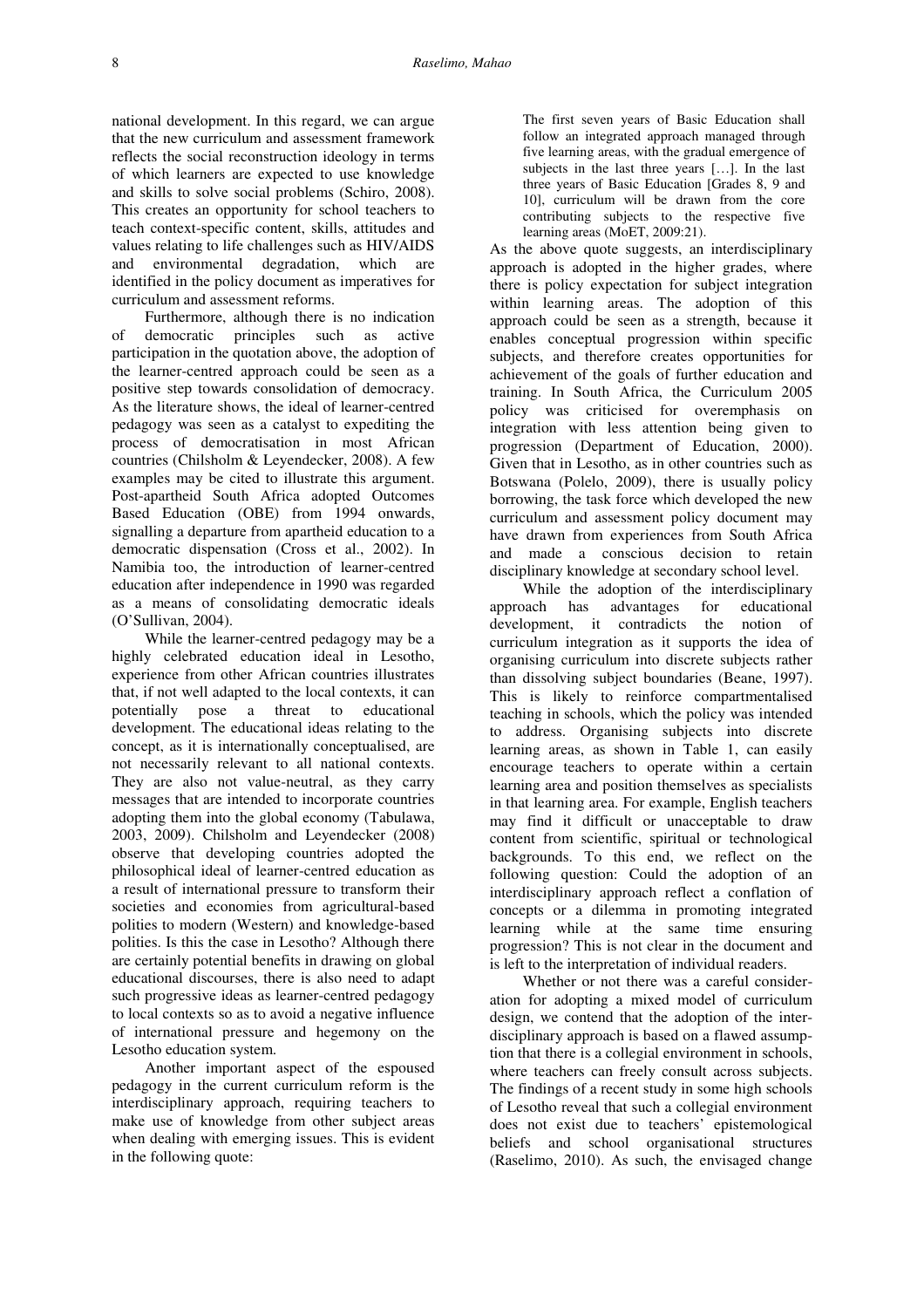national development. In this regard, we can argue that the new curriculum and assessment framework reflects the social reconstruction ideology in terms of which learners are expected to use knowledge and skills to solve social problems (Schiro, 2008). This creates an opportunity for school teachers to teach context-specific content, skills, attitudes and values relating to life challenges such as HIV/AIDS and environmental degradation, which are identified in the policy document as imperatives for curriculum and assessment reforms.

Furthermore, although there is no indication of democratic principles such as active participation in the quotation above, the adoption of the learner-centred approach could be seen as a positive step towards consolidation of democracy. As the literature shows, the ideal of learner-centred pedagogy was seen as a catalyst to expediting the process of democratisation in most African countries (Chilsholm & Leyendecker, 2008). A few examples may be cited to illustrate this argument. Post-apartheid South Africa adopted Outcomes Based Education (OBE) from 1994 onwards, signalling a departure from apartheid education to a democratic dispensation (Cross et al., 2002). In Namibia too, the introduction of learner-centred education after independence in 1990 was regarded as a means of consolidating democratic ideals (O'Sullivan, 2004).

While the learner-centred pedagogy may be a highly celebrated education ideal in Lesotho, experience from other African countries illustrates that, if not well adapted to the local contexts, it can potentially pose a threat to educational development. The educational ideas relating to the concept, as it is internationally conceptualised, are not necessarily relevant to all national contexts. They are also not value-neutral, as they carry messages that are intended to incorporate countries adopting them into the global economy (Tabulawa, 2003, 2009). Chilsholm and Leyendecker (2008) observe that developing countries adopted the philosophical ideal of learner-centred education as a result of international pressure to transform their societies and economies from agricultural-based polities to modern (Western) and knowledge-based polities. Is this the case in Lesotho? Although there are certainly potential benefits in drawing on global educational discourses, there is also need to adapt such progressive ideas as learner-centred pedagogy to local contexts so as to avoid a negative influence of international pressure and hegemony on the Lesotho education system.

Another important aspect of the espoused pedagogy in the current curriculum reform is the interdisciplinary approach, requiring teachers to make use of knowledge from other subject areas when dealing with emerging issues. This is evident in the following quote:

> The first seven years of Basic Education shall follow an integrated approach managed through five learning areas, with the gradual emergence of subjects in the last three years […]. In the last three years of Basic Education [Grades 8, 9 and 10], curriculum will be drawn from the core contributing subjects to the respective five learning areas (MoET, 2009:21).

As the above quote suggests, an interdisciplinary approach is adopted in the higher grades, where there is policy expectation for subject integration within learning areas. The adoption of this approach could be seen as a strength, because it enables conceptual progression within specific subjects, and therefore creates opportunities for achievement of the goals of further education and training. In South Africa, the Curriculum 2005 policy was criticised for overemphasis on integration with less attention being given to progression (Department of Education, 2000). Given that in Lesotho, as in other countries such as Botswana (Polelo, 2009), there is usually policy borrowing, the task force which developed the new curriculum and assessment policy document may have drawn from experiences from South Africa and made a conscious decision to retain disciplinary knowledge at secondary school level.

While the adoption of the interdisciplinary approach has advantages for educational development, it contradicts the notion of curriculum integration as it supports the idea of organising curriculum into discrete subjects rather than dissolving subject boundaries (Beane, 1997). This is likely to reinforce compartmentalised teaching in schools, which the policy was intended to address. Organising subjects into discrete learning areas, as shown in Table 1, can easily encourage teachers to operate within a certain learning area and position themselves as specialists in that learning area. For example, English teachers may find it difficult or unacceptable to draw content from scientific, spiritual or technological backgrounds. To this end, we reflect on the following question: Could the adoption of an interdisciplinary approach reflect a conflation of concepts or a dilemma in promoting integrated learning while at the same time ensuring progression? This is not clear in the document and is left to the interpretation of individual readers.

Whether or not there was a careful consideration for adopting a mixed model of curriculum design, we contend that the adoption of the interdisciplinary approach is based on a flawed assumption that there is a collegial environment in schools, where teachers can freely consult across subjects. The findings of a recent study in some high schools of Lesotho reveal that such a collegial environment does not exist due to teachers' epistemological beliefs and school organisational structures (Raselimo, 2010). As such, the envisaged change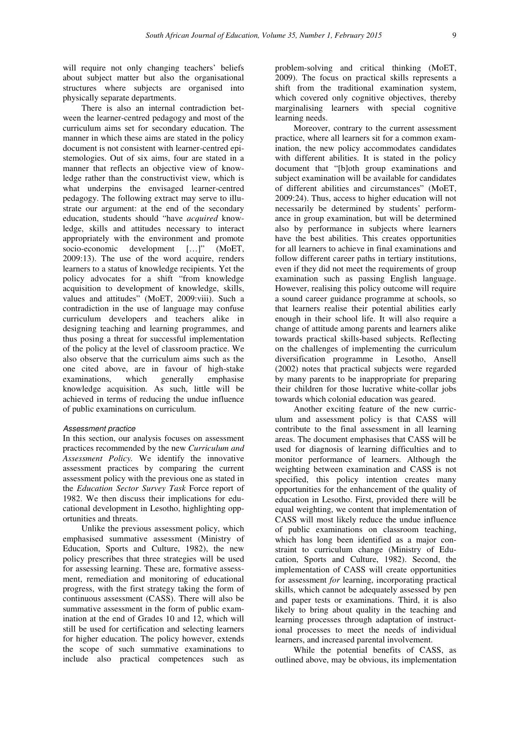will require not only changing teachers' beliefs about subject matter but also the organisational structures where subjects are organised into physically separate departments.

There is also an internal contradiction between the learner-centred pedagogy and most of the curriculum aims set for secondary education. The manner in which these aims are stated in the policy document is not consistent with learner-centred epistemologies. Out of six aims, four are stated in a manner that reflects an objective view of knowledge rather than the constructivist view, which is what underpins the envisaged learner-centred pedagogy. The following extract may serve to illustrate our argument: at the end of the secondary education, students should "have *acquired* knowledge, skills and attitudes necessary to interact appropriately with the environment and promote socio-economic development […]" (MoET, 2009:13). The use of the word acquire, renders learners to a status of knowledge recipients. Yet the policy advocates for a shift "from knowledge acquisition to development of knowledge, skills, values and attitudes" (MoET, 2009:viii). Such a contradiction in the use of language may confuse curriculum developers and teachers alike in designing teaching and learning programmes, and thus posing a threat for successful implementation of the policy at the level of classroom practice. We also observe that the curriculum aims such as the one cited above, are in favour of high-stake examinations, which generally emphasise knowledge acquisition. As such, little will be achieved in terms of reducing the undue influence of public examinations on curriculum.

### *Assessment practice*

In this section, our analysis focuses on assessment practices recommended by the new *Curriculum and Assessment Policy.* We identify the innovative assessment practices by comparing the current assessment policy with the previous one as stated in the *Education Sector Survey Task* Force report of 1982. We then discuss their implications for educational development in Lesotho, highlighting opportunities and threats.

Unlike the previous assessment policy, which emphasised summative assessment (Ministry of Education, Sports and Culture, 1982), the new policy prescribes that three strategies will be used for assessing learning. These are, formative assessment, remediation and monitoring of educational progress, with the first strategy taking the form of continuous assessment (CASS). There will also be summative assessment in the form of public examination at the end of Grades 10 and 12, which will still be used for certification and selecting learners for higher education. The policy however, extends the scope of such summative examinations to include also practical competences such as problem-solving and critical thinking (MoET, 2009). The focus on practical skills represents a shift from the traditional examination system, which covered only cognitive objectives, thereby marginalising learners with special cognitive learning needs.

Moreover, contrary to the current assessment practice, where all learners sit for a common examination, the new policy accommodates candidates with different abilities. It is stated in the policy document that "[b]oth group examinations and subject examination will be available for candidates of different abilities and circumstances" (MoET, 2009:24). Thus, access to higher education will not necessarily be determined by students' performance in group examination, but will be determined also by performance in subjects where learners have the best abilities. This creates opportunities for all learners to achieve in final examinations and follow different career paths in tertiary institutions, even if they did not meet the requirements of group examination such as passing English language. However, realising this policy outcome will require a sound career guidance programme at schools, so that learners realise their potential abilities early enough in their school life. It will also require a change of attitude among parents and learners alike towards practical skills-based subjects. Reflecting on the challenges of implementing the curriculum diversification programme in Lesotho, Ansell (2002) notes that practical subjects were regarded by many parents to be inappropriate for preparing their children for those lucrative white-collar jobs towards which colonial education was geared.

Another exciting feature of the new curriculum and assessment policy is that CASS will contribute to the final assessment in all learning areas. The document emphasises that CASS will be used for diagnosis of learning difficulties and to monitor performance of learners. Although the weighting between examination and CASS is not specified, this policy intention creates many opportunities for the enhancement of the quality of education in Lesotho. First, provided there will be equal weighting, we contend that implementation of CASS will most likely reduce the undue influence of public examinations on classroom teaching, which has long been identified as a major constraint to curriculum change (Ministry of Education, Sports and Culture, 1982). Second, the implementation of CASS will create opportunities for assessment *for* learning, incorporating practical skills, which cannot be adequately assessed by pen and paper tests or examinations. Third, it is also likely to bring about quality in the teaching and learning processes through adaptation of instructional processes to meet the needs of individual learners, and increased parental involvement.

While the potential benefits of CASS, as outlined above, may be obvious, its implementation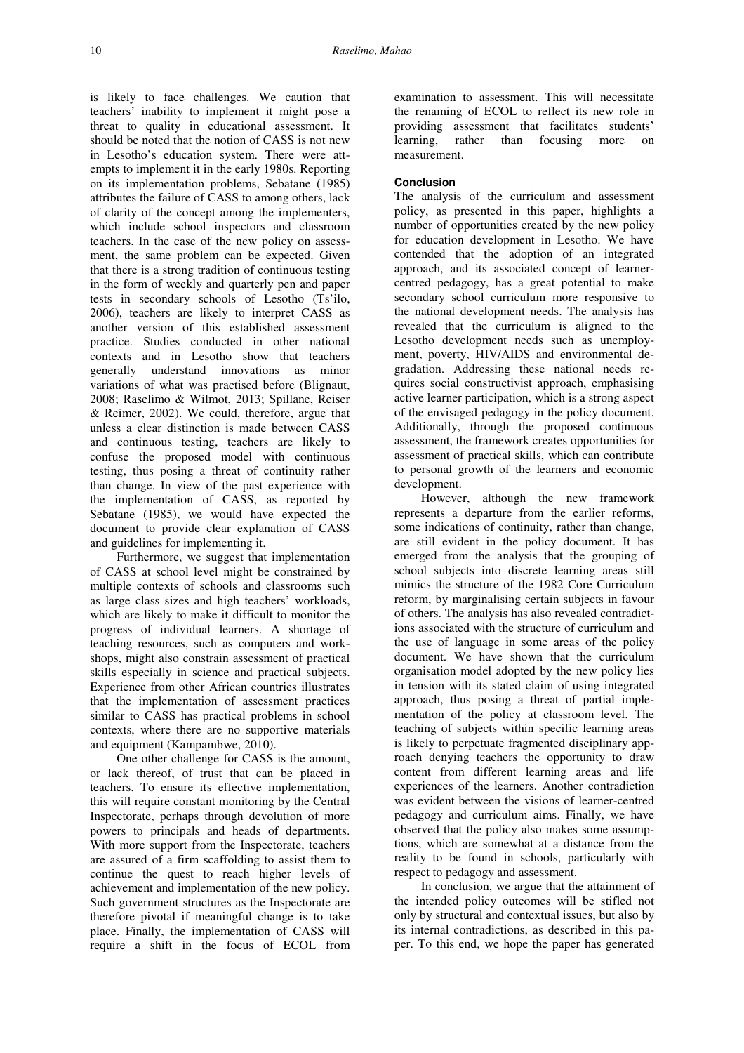is likely to face challenges. We caution that teachers' inability to implement it might pose a threat to quality in educational assessment. It should be noted that the notion of CASS is not new in Lesotho's education system. There were attempts to implement it in the early 1980s. Reporting on its implementation problems, Sebatane (1985) attributes the failure of CASS to among others, lack of clarity of the concept among the implementers, which include school inspectors and classroom teachers. In the case of the new policy on assessment, the same problem can be expected. Given that there is a strong tradition of continuous testing in the form of weekly and quarterly pen and paper tests in secondary schools of Lesotho (Ts'ilo, 2006), teachers are likely to interpret CASS as another version of this established assessment practice. Studies conducted in other national contexts and in Lesotho show that teachers generally understand innovations as minor variations of what was practised before (Blignaut, 2008; Raselimo & Wilmot, 2013; Spillane, Reiser & Reimer, 2002). We could, therefore, argue that unless a clear distinction is made between CASS and continuous testing, teachers are likely to confuse the proposed model with continuous testing, thus posing a threat of continuity rather than change. In view of the past experience with the implementation of CASS, as reported by Sebatane (1985), we would have expected the document to provide clear explanation of CASS and guidelines for implementing it.

Furthermore, we suggest that implementation of CASS at school level might be constrained by multiple contexts of schools and classrooms such as large class sizes and high teachers' workloads, which are likely to make it difficult to monitor the progress of individual learners. A shortage of teaching resources, such as computers and workshops, might also constrain assessment of practical skills especially in science and practical subjects. Experience from other African countries illustrates that the implementation of assessment practices similar to CASS has practical problems in school contexts, where there are no supportive materials and equipment (Kampambwe, 2010).

One other challenge for CASS is the amount, or lack thereof, of trust that can be placed in teachers. To ensure its effective implementation, this will require constant monitoring by the Central Inspectorate, perhaps through devolution of more powers to principals and heads of departments. With more support from the Inspectorate, teachers are assured of a firm scaffolding to assist them to continue the quest to reach higher levels of achievement and implementation of the new policy. Such government structures as the Inspectorate are therefore pivotal if meaningful change is to take place. Finally, the implementation of CASS will require a shift in the focus of ECOL from examination to assessment. This will necessitate the renaming of ECOL to reflect its new role in providing assessment that facilitates students' learning, rather than focusing more on measurement.

## Conclusion

The analysis of the curriculum and assessment policy, as presented in this paper, highlights a number of opportunities created by the new policy for education development in Lesotho. We have contended that the adoption of an integrated approach, and its associated concept of learner-centred pedagogy, has a great potential to make secondary school curriculum more responsive to the national development needs. The analysis has revealed that the curriculum is aligned to the Lesotho development needs such as unemployment, poverty, HIV/AIDS and environmental degradation. Addressing these national needs requires social constructivist approach, emphasising active learner participation, which is a strong aspect of the envisaged pedagogy in the policy document. Additionally, through the proposed continuous assessment, the framework creates opportunities for assessment of practical skills, which can contribute to personal growth of the learners and economic development.

However, although the new framework represents a departure from the earlier reforms, some indications of continuity, rather than change, are still evident in the policy document. It has emerged from the analysis that the grouping of school subjects into discrete learning areas still mimics the structure of the 1982 Core Curriculum reform, by marginalising certain subjects in favour of others. The analysis has also revealed contradictions associated with the structure of curriculum and the use of language in some areas of the policy document. We have shown that the curriculum organisation model adopted by the new policy lies in tension with its stated claim of using integrated approach, thus posing a threat of partial implementation of the policy at classroom level. The teaching of subjects within specific learning areas is likely to perpetuate fragmented disciplinary approach denying teachers the opportunity to draw content from different learning areas and life experiences of the learners. Another contradiction was evident between the visions of learner-centred pedagogy and curriculum aims. Finally, we have observed that the policy also makes some assumptions, which are somewhat at a distance from the reality to be found in schools, particularly with respect to pedagogy and assessment.

In conclusion, we argue that the attainment of the intended policy outcomes will be stifled not only by structural and contextual issues, but also by its internal contradictions, as described in this paper. To this end, we hope the paper has generated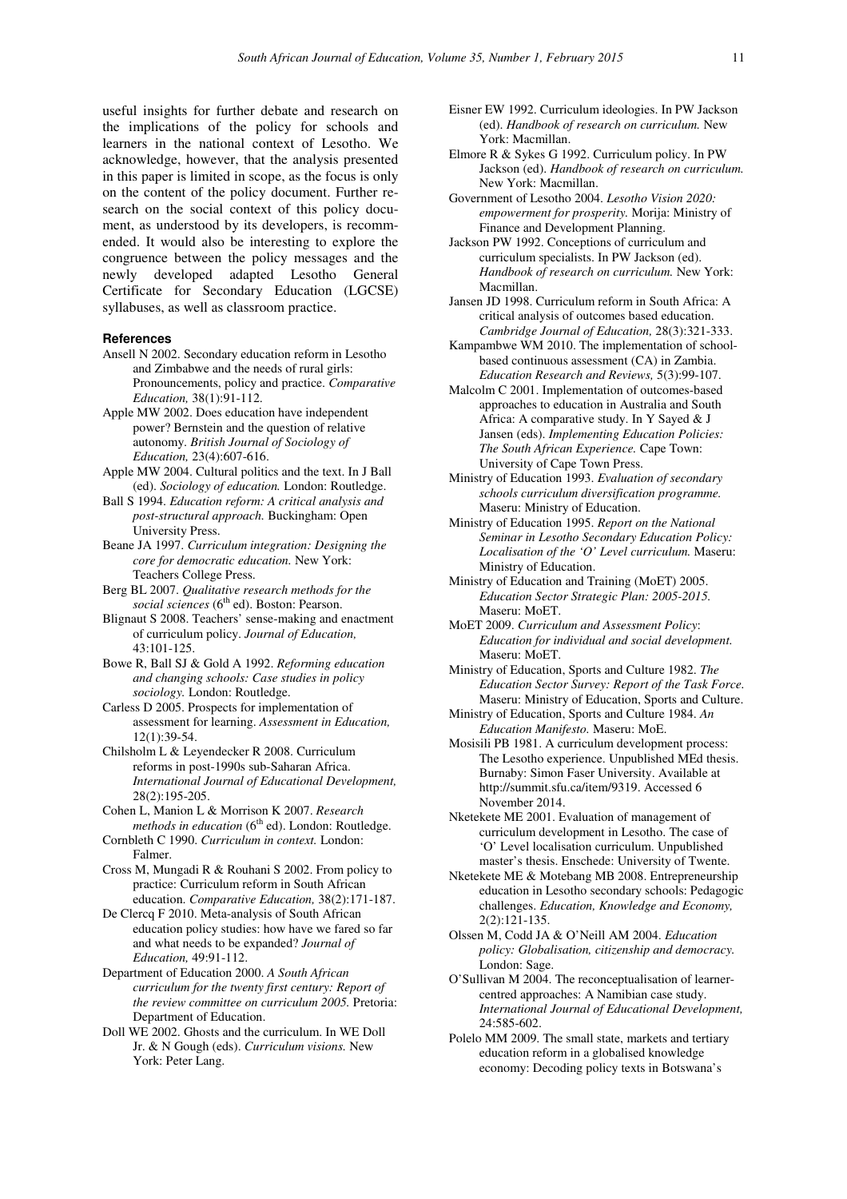useful insights for further debate and research on the implications of the policy for schools and learners in the national context of Lesotho. We acknowledge, however, that the analysis presented in this paper is limited in scope, as the focus is only on the content of the policy document. Further research on the social context of this policy document, as understood by its developers, is recommended. It would also be interesting to explore the congruence between the policy messages and the newly developed adapted Lesotho General Certificate for Secondary Education (LGCSE) syllabuses, as well as classroom practice.

## References

Ansell N 2002. Secondary education reform in Lesotho and Zimbabwe and the needs of rural girls: Pronouncements, policy and practice. *Comparative Education,* 38(1):91-112.

Apple MW 2002. Does education have independent power? Bernstein and the question of relative autonomy. *British Journal of Sociology of Education,* 23(4):607-616.

Apple MW 2004. Cultural politics and the text. In J Ball (ed). *Sociology of education.* London: Routledge.

Ball S 1994. *Education reform: A critical analysis and post-structural approach.* Buckingham: Open University Press.

Beane JA 1997. *Curriculum integration: Designing the core for democratic education.* New York: Teachers College Press.

Berg BL 2007. *Qualitative research methods for the social sciences* (6th ed). Boston: Pearson.

Blignaut S 2008. Teachers' sense-making and enactment of curriculum policy. *Journal of Education,* 43:101-125.

Bowe R, Ball SJ & Gold A 1992. *Reforming education and changing schools: Case studies in policy sociology.* London: Routledge.

Carless D 2005. Prospects for implementation of assessment for learning. *Assessment in Education,* 12(1):39-54.

Chilsholm L & Leyendecker R 2008. Curriculum reforms in post-1990s sub-Saharan Africa. *International Journal of Educational Development,* 28(2):195-205.

Cohen L, Manion L & Morrison K 2007. *Research methods in education* (6th ed). London: Routledge.

Cornbleth C 1990. *Curriculum in context.* London: Falmer.

Cross M, Mungadi R & Rouhani S 2002. From policy to practice: Curriculum reform in South African education. *Comparative Education,* 38(2):171-187.

De Clercq F 2010. Meta-analysis of South African education policy studies: how have we fared so far and what needs to be expanded? *Journal of Education,* 49:91-112.

Department of Education 2000. *A South African curriculum for the twenty first century: Report of the review committee on curriculum 2005.* Pretoria: Department of Education.

Doll WE 2002. Ghosts and the curriculum. In WE Doll Jr. & N Gough (eds). *Curriculum visions.* New York: Peter Lang.

Eisner EW 1992. Curriculum ideologies. In PW Jackson (ed). *Handbook of research on curriculum.* New York: Macmillan.

Elmore R & Sykes G 1992. Curriculum policy. In PW Jackson (ed). *Handbook of research on curriculum.* New York: Macmillan.

Government of Lesotho 2004. *Lesotho Vision 2020: empowerment for prosperity.* Morija: Ministry of Finance and Development Planning.

Jackson PW 1992. Conceptions of curriculum and curriculum specialists. In PW Jackson (ed). *Handbook of research on curriculum.* New York: Macmillan.

Jansen JD 1998. Curriculum reform in South Africa: A critical analysis of outcomes based education. *Cambridge Journal of Education,* 28(3):321-333.

Kampambwe WM 2010. The implementation of school-based continuous assessment (CA) in Zambia. *Education Research and Reviews,* 5(3):99-107.

Malcolm C 2001. Implementation of outcomes-based approaches to education in Australia and South Africa: A comparative study. In Y Sayed & J Jansen (eds). *Implementing Education Policies: The South African Experience.* Cape Town: University of Cape Town Press.

Ministry of Education 1993. *Evaluation of secondary schools curriculum diversification programme.* Maseru: Ministry of Education.

Ministry of Education 1995. *Report on the National Seminar in Lesotho Secondary Education Policy: Localisation of the 'O' Level curriculum.* Maseru: Ministry of Education.

Ministry of Education and Training (MoET) 2005. *Education Sector Strategic Plan: 2005-2015.* Maseru: MoET.

MoET 2009. *Curriculum and Assessment Policy*: *Education for individual and social development.* Maseru: MoET.

Ministry of Education, Sports and Culture 1982. *The Education Sector Survey: Report of the Task Force.* Maseru: Ministry of Education, Sports and Culture.

Ministry of Education, Sports and Culture 1984. *An Education Manifesto.* Maseru: MoE.

Mosisili PB 1981. A curriculum development process: The Lesotho experience. Unpublished MEd thesis. Burnaby: Simon Faser University. Available at http://summit.sfu.ca/item/9319. Accessed 6 November 2014.

Nketekete ME 2001. Evaluation of management of curriculum development in Lesotho. The case of 'O' Level localisation curriculum. Unpublished master's thesis. Enschede: University of Twente.

Nketekete ME & Motebang MB 2008. Entrepreneurship education in Lesotho secondary schools: Pedagogic challenges. *Education, Knowledge and Economy,* 2(2):121-135.

Olssen M, Codd JA & O'Neill AM 2004. *Education policy: Globalisation, citizenship and democracy.* London: Sage.

O'Sullivan M 2004. The reconceptualisation of learner-centred approaches: A Namibian case study. *International Journal of Educational Development,* 24:585-602.

Polelo MM 2009. The small state, markets and tertiary education reform in a globalised knowledge economy: Decoding policy texts in Botswana's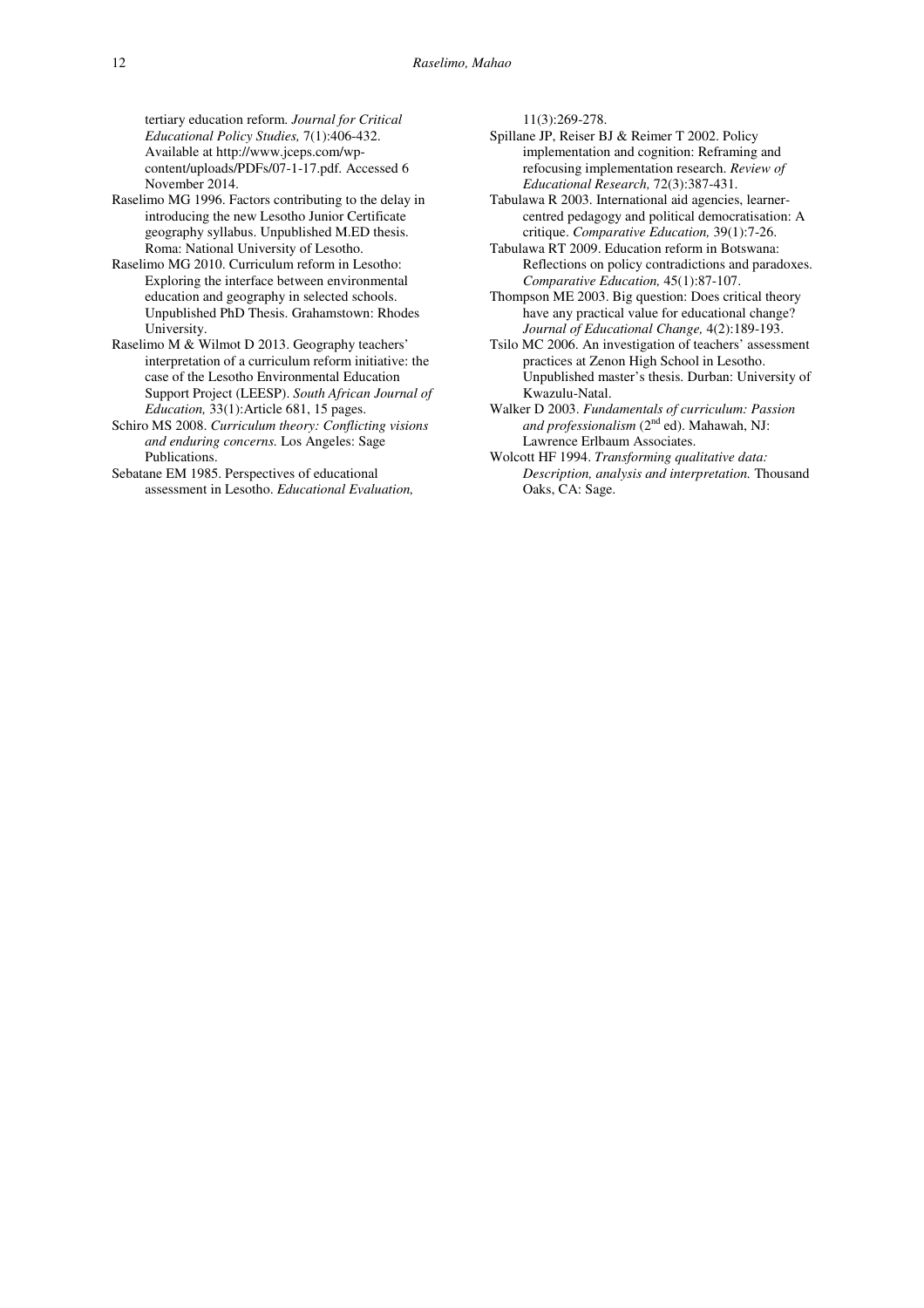tertiary education reform. *Journal for Critical Educational Policy Studies,* 7(1):406-432. Available at http://www.jceps.com/wp-content/uploads/PDFs/07-1-17.pdf. Accessed 6 November 2014.

Raselimo MG 1996. Factors contributing to the delay in introducing the new Lesotho Junior Certificate geography syllabus. Unpublished M.ED thesis. Roma: National University of Lesotho.

Raselimo MG 2010. Curriculum reform in Lesotho: Exploring the interface between environmental education and geography in selected schools. Unpublished PhD Thesis. Grahamstown: Rhodes University.

Raselimo M & Wilmot D 2013. Geography teachers' interpretation of a curriculum reform initiative: the case of the Lesotho Environmental Education Support Project (LEESP). *South African Journal of Education,* 33(1):Article 681, 15 pages.

Schiro MS 2008. *Curriculum theory: Conflicting visions and enduring concerns.* Los Angeles: Sage Publications.

Sebatane EM 1985. Perspectives of educational assessment in Lesotho. *Educational Evaluation,* 11(3):269-278.

Spillane JP, Reiser BJ & Reimer T 2002. Policy implementation and cognition: Reframing and refocusing implementation research. *Review of Educational Research,* 72(3):387-431.

Tabulawa R 2003. International aid agencies, learner-centred pedagogy and political democratisation: A critique. *Comparative Education,* 39(1):7-26.

Tabulawa RT 2009. Education reform in Botswana: Reflections on policy contradictions and paradoxes. *Comparative Education,* 45(1):87-107.

Thompson ME 2003. Big question: Does critical theory have any practical value for educational change? *Journal of Educational Change,* 4(2):189-193.

Tsilo MC 2006. An investigation of teachers' assessment practices at Zenon High School in Lesotho. Unpublished master's thesis. Durban: University of Kwazulu-Natal.

Walker D 2003. *Fundamentals of curriculum: Passion and professionalism* (2nd ed). Mahawah, NJ: Lawrence Erlbaum Associates.

Wolcott HF 1994. *Transforming qualitative data: Description, analysis and interpretation.* Thousand Oaks, CA: Sage.